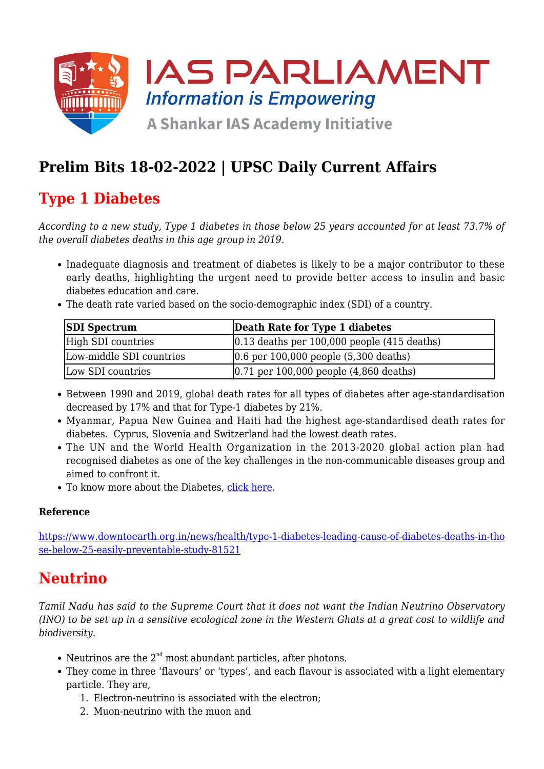# Prelim Bits 18-02-2022 | UPSC Daily Current Affairs

## Type 1 Diabetes

*According to a new study, Type 1 diabetes in those below 25 years accounted for at least 73.7% of the overall diabetes deaths in this age group in 2019.*

- Inadequate diagnosis and treatment of diabetes is likely to be a major contributor to these early deaths, highlighting the urgent need to provide better access to insulin and basic diabetes education and care.
- The death rate varied based on the socio-demographic index (SDI) of a country.

| SDI Spectrum | Death Rate for Type 1 diabetes |
|---|---|
| High SDI countries | 0.13 deaths per 100,000 people (415 deaths) |
| Low-middle SDI countries | 0.6 per 100,000 people (5,300 deaths) |
| Low SDI countries | 0.71 per 100,000 people (4,860 deaths) |

- Between 1990 and 2019, global death rates for all types of diabetes after age-standardisation decreased by 17% and that for Type-1 diabetes by 21%.
- Myanmar, Papua New Guinea and Haiti had the highest age-standardised death rates for diabetes. Cyprus, Slovenia and Switzerland had the lowest death rates.
- The UN and the World Health Organization in the 2013-2020 global action plan had recognised diabetes as one of the key challenges in the non-communicable diseases group and aimed to confront it.
- To know more about the Diabetes, [click here](#).

**Reference**

https://www.downtoearth.org.in/news/health/type-1-diabetes-leading-cause-of-diabetes-deaths-in-those-below-25-easily-preventable-study-81521

## Neutrino

*Tamil Nadu has said to the Supreme Court that it does not want the Indian Neutrino Observatory (INO) to be set up in a sensitive ecological zone in the Western Ghats at a great cost to wildlife and biodiversity.*

- Neutrinos are the 2nd most abundant particles, after photons.
- They come in three 'flavours' or 'types', and each flavour is associated with a light elementary particle. They are,
    1. Electron-neutrino is associated with the electron;
    2. Muon-neutrino with the muon and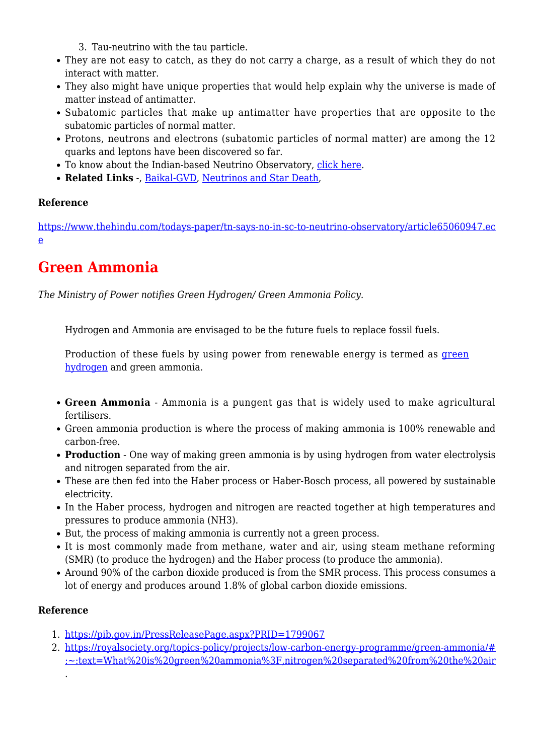3. Tau-neutrino with the tau particle.

- They are not easy to catch, as they do not carry a charge, as a result of which they do not interact with matter.
- They also might have unique properties that would help explain why the universe is made of matter instead of antimatter.
- Subatomic particles that make up antimatter have properties that are opposite to the subatomic particles of normal matter.
- Protons, neutrons and electrons (subatomic particles of normal matter) are among the 12 quarks and leptons have been discovered so far.
- To know about the Indian-based Neutrino Observatory, click here.
- **Related Links** -, Baikal-GVD, Neutrinos and Star Death,

**Reference**

https://www.thehindu.com/todays-paper/tn-says-no-in-sc-to-neutrino-observatory/article65060947.ece

## Green Ammonia

*The Ministry of Power notifies Green Hydrogen/ Green Ammonia Policy.*

> Hydrogen and Ammonia are envisaged to be the future fuels to replace fossil fuels.
>
> Production of these fuels by using power from renewable energy is termed as green hydrogen and green ammonia.

- **Green Ammonia** - Ammonia is a pungent gas that is widely used to make agricultural fertilisers.
- Green ammonia production is where the process of making ammonia is 100% renewable and carbon-free.
- **Production** - One way of making green ammonia is by using hydrogen from water electrolysis and nitrogen separated from the air.
- These are then fed into the Haber process or Haber-Bosch process, all powered by sustainable electricity.
- In the Haber process, hydrogen and nitrogen are reacted together at high temperatures and pressures to produce ammonia ($NH_3$).
- But, the process of making ammonia is currently not a green process.
- It is most commonly made from methane, water and air, using steam methane reforming (SMR) (to produce the hydrogen) and the Haber process (to produce the ammonia).
- Around 90% of the carbon dioxide produced is from the SMR process. This process consumes a lot of energy and produces around 1.8% of global carbon dioxide emissions.

**Reference**

1. https://pib.gov.in/PressReleasePage.aspx?PRID=1799067
2. https://royalsociety.org/topics-policy/projects/low-carbon-energy-programme/green-ammonia/#:~:text=What%20is%20green%20ammonia%3F,nitrogen%20separated%20from%20the%20air.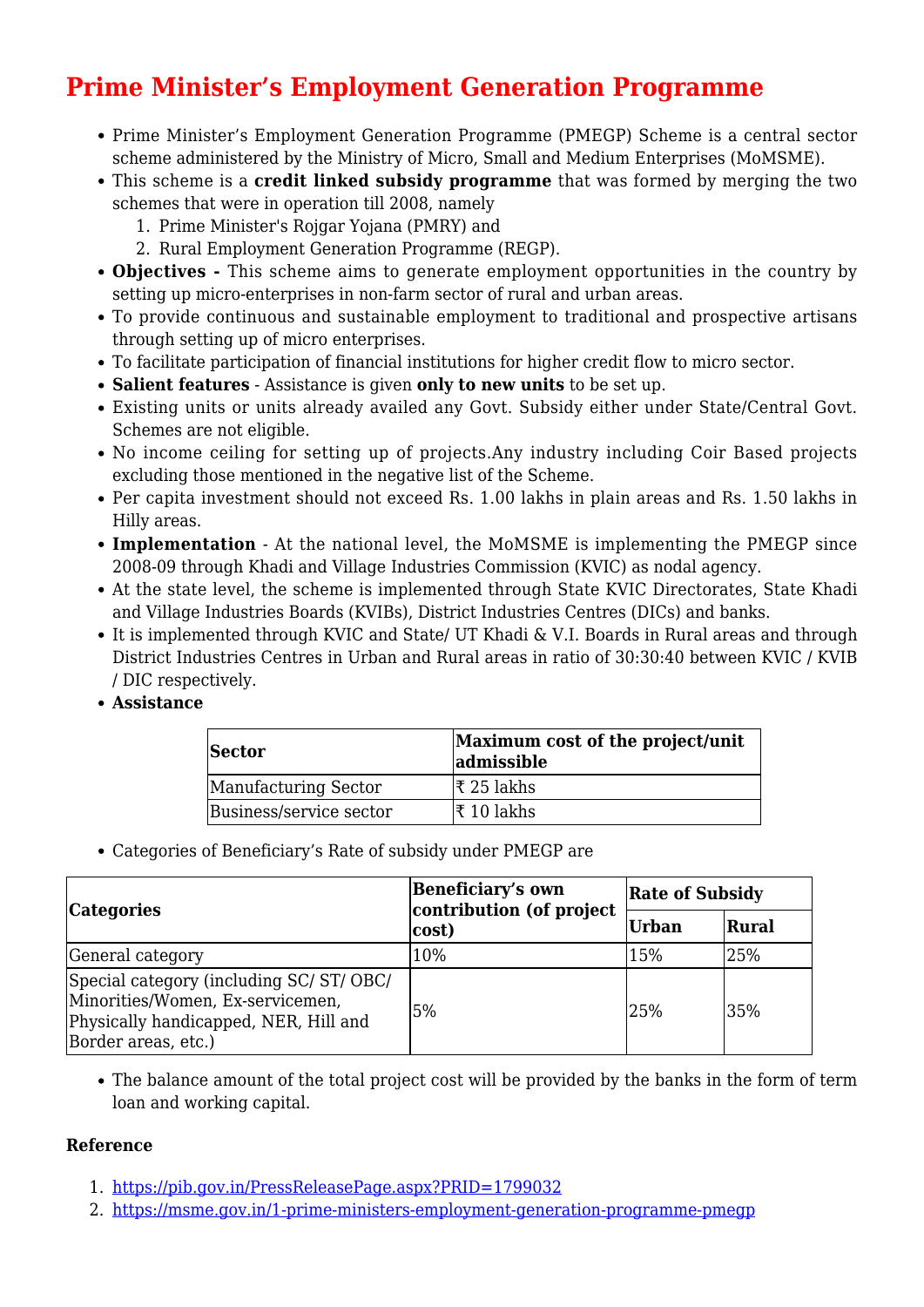# Prime Minister's Employment Generation Programme

- Prime Minister's Employment Generation Programme (PMEGP) Scheme is a central sector scheme administered by the Ministry of Micro, Small and Medium Enterprises (MoMSME).
- This scheme is a **credit linked subsidy programme** that was formed by merging the two schemes that were in operation till 2008, namely
  1. Prime Minister's Rojgar Yojana (PMRY) and
  2. Rural Employment Generation Programme (REGP).
- **Objectives -** This scheme aims to generate employment opportunities in the country by setting up micro-enterprises in non-farm sector of rural and urban areas.
- To provide continuous and sustainable employment to traditional and prospective artisans through setting up of micro enterprises.
- To facilitate participation of financial institutions for higher credit flow to micro sector.
- **Salient features** - Assistance is given **only to new units** to be set up.
- Existing units or units already availed any Govt. Subsidy either under State/Central Govt. Schemes are not eligible.
- No income ceiling for setting up of projects.Any industry including Coir Based projects excluding those mentioned in the negative list of the Scheme.
- Per capita investment should not exceed Rs. 1.00 lakhs in plain areas and Rs. 1.50 lakhs in Hilly areas.
- **Implementation** - At the national level, the MoMSME is implementing the PMEGP since 2008-09 through Khadi and Village Industries Commission (KVIC) as nodal agency.
- At the state level, the scheme is implemented through State KVIC Directorates, State Khadi and Village Industries Boards (KVIBs), District Industries Centres (DICs) and banks.
- It is implemented through KVIC and State/ UT Khadi & V.I. Boards in Rural areas and through District Industries Centres in Urban and Rural areas in ratio of 30:30:40 between KVIC / KVIB / DIC respectively.
- **Assistance**

| Sector | Maximum cost of the project/unit admissible |
|---|---|
| Manufacturing Sector | ₹ 25 lakhs |
| Business/service sector | ₹ 10 lakhs |

- Categories of Beneficiary's Rate of subsidy under PMEGP are

| Categories | Beneficiary's own contribution (of project cost) | Rate of Subsidy | |
|---|---|---|---|
| | | Urban | Rural |
| General category | 10% | 15% | 25% |
| Special category (including SC/ ST/ OBC/ Minorities/Women, Ex-servicemen, Physically handicapped, NER, Hill and Border areas, etc.) | 5% | 25% | 35% |

- The balance amount of the total project cost will be provided by the banks in the form of term loan and working capital.

**Reference**

1. https://pib.gov.in/PressReleasePage.aspx?PRID=1799032
2. https://msme.gov.in/1-prime-ministers-employment-generation-programme-pmegp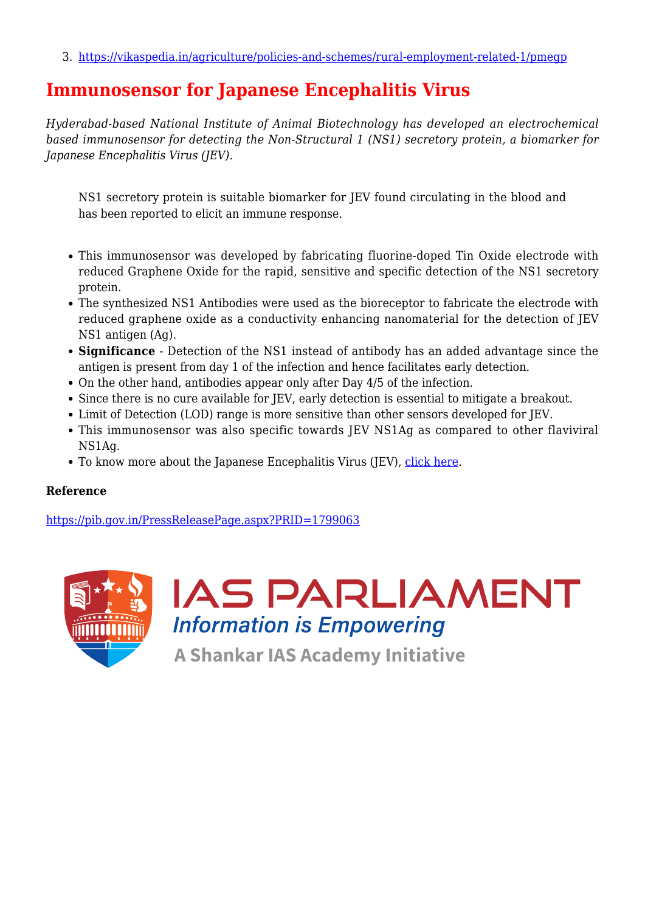3. https://vikaspedia.in/agriculture/policies-and-schemes/rural-employment-related-1/pmegp

# Immunosensor for Japanese Encephalitis Virus

*Hyderabad-based National Institute of Animal Biotechnology has developed an electrochemical based immunosensor for detecting the Non-Structural 1 (NS1) secretory protein, a biomarker for Japanese Encephalitis Virus (JEV).*

> NS1 secretory protein is suitable biomarker for JEV found circulating in the blood and has been reported to elicit an immune response.

- This immunosensor was developed by fabricating fluorine-doped Tin Oxide electrode with reduced Graphene Oxide for the rapid, sensitive and specific detection of the NS1 secretory protein.
- The synthesized NS1 Antibodies were used as the bioreceptor to fabricate the electrode with reduced graphene oxide as a conductivity enhancing nanomaterial for the detection of JEV NS1 antigen (Ag).
- **Significance** - Detection of the NS1 instead of antibody has an added advantage since the antigen is present from day 1 of the infection and hence facilitates early detection.
- On the other hand, antibodies appear only after Day 4/5 of the infection.
- Since there is no cure available for JEV, early detection is essential to mitigate a breakout.
- Limit of Detection (LOD) range is more sensitive than other sensors developed for JEV.
- This immunosensor was also specific towards JEV NS1Ag as compared to other flaviviral NS1Ag.
- To know more about the Japanese Encephalitis Virus (JEV), click here.

**Reference**

https://pib.gov.in/PressReleasePage.aspx?PRID=1799063